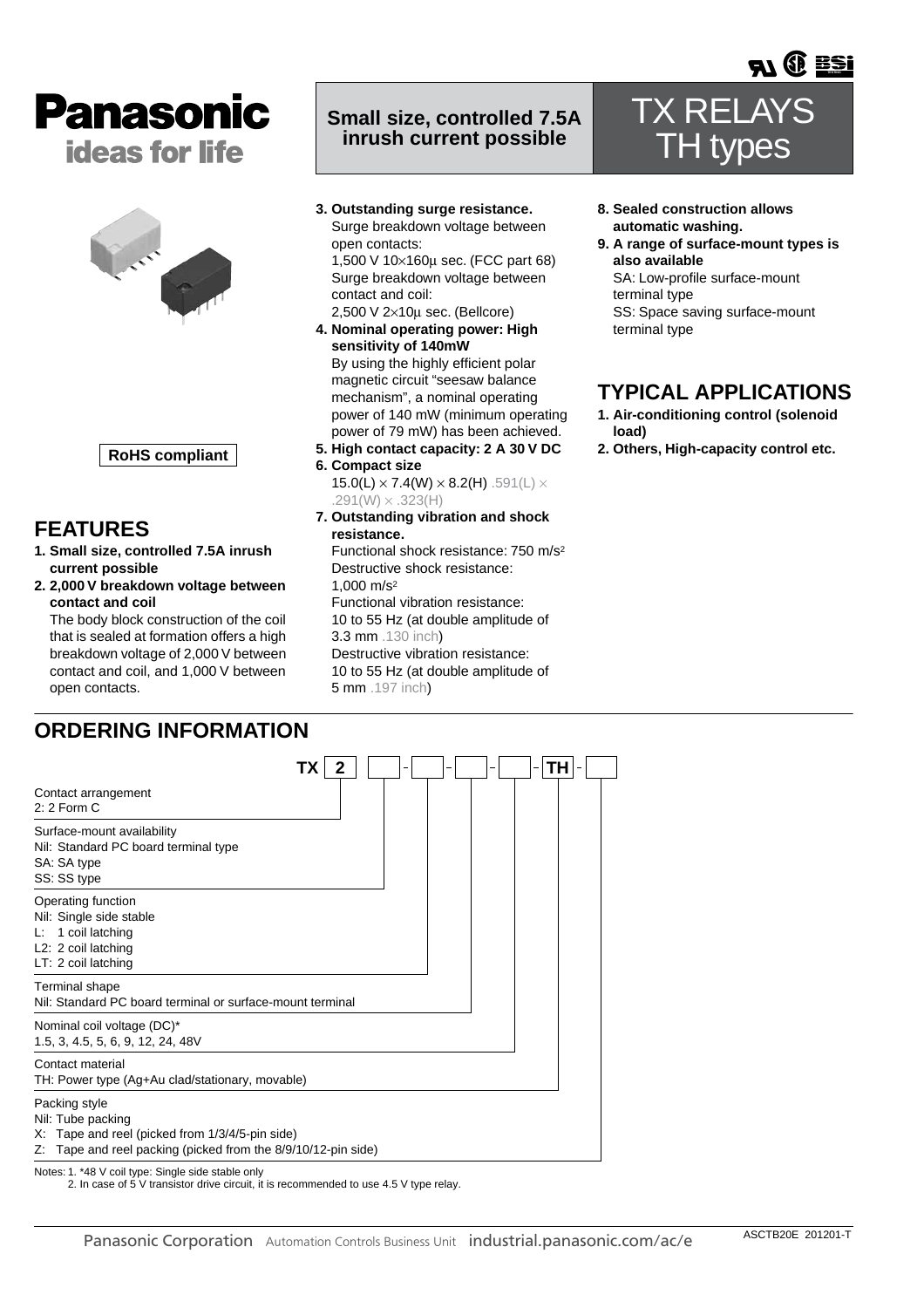# Panasonic

ideas for life

**Small size, controlled 7.5A inrush current possible**

# TX RELAYS TH types

**RoHS compliant**

## FEATURES

1. **Small size, controlled 7.5A inrush current possible**
2. **2,000 V breakdown voltage between contact and coil**
   The body block construction of the coil that is sealed at formation offers a high breakdown voltage of 2,000 V between contact and coil, and 1,000 V between open contacts.
3. **Outstanding surge resistance.**
   Surge breakdown voltage between open contacts:
   1,500 V 10×160μ sec. (FCC part 68)
   Surge breakdown voltage between contact and coil:
   2,500 V 2×10μ sec. (Bellcore)
4. **Nominal operating power: High sensitivity of 140mW**
   By using the highly efficient polar magnetic circuit "seesaw balance mechanism", a nominal operating power of 140 mW (minimum operating power of 79 mW) has been achieved.
5. **High contact capacity: 2 A 30 V DC**
6. **Compact size**
   15.0(L) × 7.4(W) × 8.2(H) .591(L) × .291(W) × .323(H)
7. **Outstanding vibration and shock resistance.**
   Functional shock resistance: 750 m/s²
   Destructive shock resistance: 1,000 m/s²
   Functional vibration resistance: 10 to 55 Hz (at double amplitude of 3.3 mm .130 inch)
   Destructive vibration resistance: 10 to 55 Hz (at double amplitude of 5 mm .197 inch)
8. **Sealed construction allows automatic washing.**
9. **A range of surface-mount types is also available**
   SA: Low-profile surface-mount terminal type
   SS: Space saving surface-mount terminal type

## TYPICAL APPLICATIONS

1. **Air-conditioning control (solenoid load)**
2. **Others, High-capacity control etc.**

## ORDERING INFORMATION

TX 2 [ ] - [ ] - [ ] - [ ] - TH - [ ]

| Item | Options |
|---|---|
| Contact arrangement | 2: 2 Form C |
| Surface-mount availability | Nil: Standard PC board terminal type<br>SA: SA type<br>SS: SS type |
| Operating function | Nil: Single side stable<br>L: 1 coil latching<br>L2: 2 coil latching<br>LT: 2 coil latching |
| Terminal shape | Nil: Standard PC board terminal or surface-mount terminal |
| Nominal coil voltage (DC)* | 1.5, 3, 4.5, 5, 6, 9, 12, 24, 48V |
| Contact material | TH: Power type (Ag+Au clad/stationary, movable) |
| Packing style | Nil: Tube packing<br>X: Tape and reel (picked from 1/3/4/5-pin side)<br>Z: Tape and reel packing (picked from the 8/9/10/12-pin side) |

Notes: 1. *48 V coil type: Single side stable only
2. In case of 5 V transistor drive circuit, it is recommended to use 4.5 V type relay.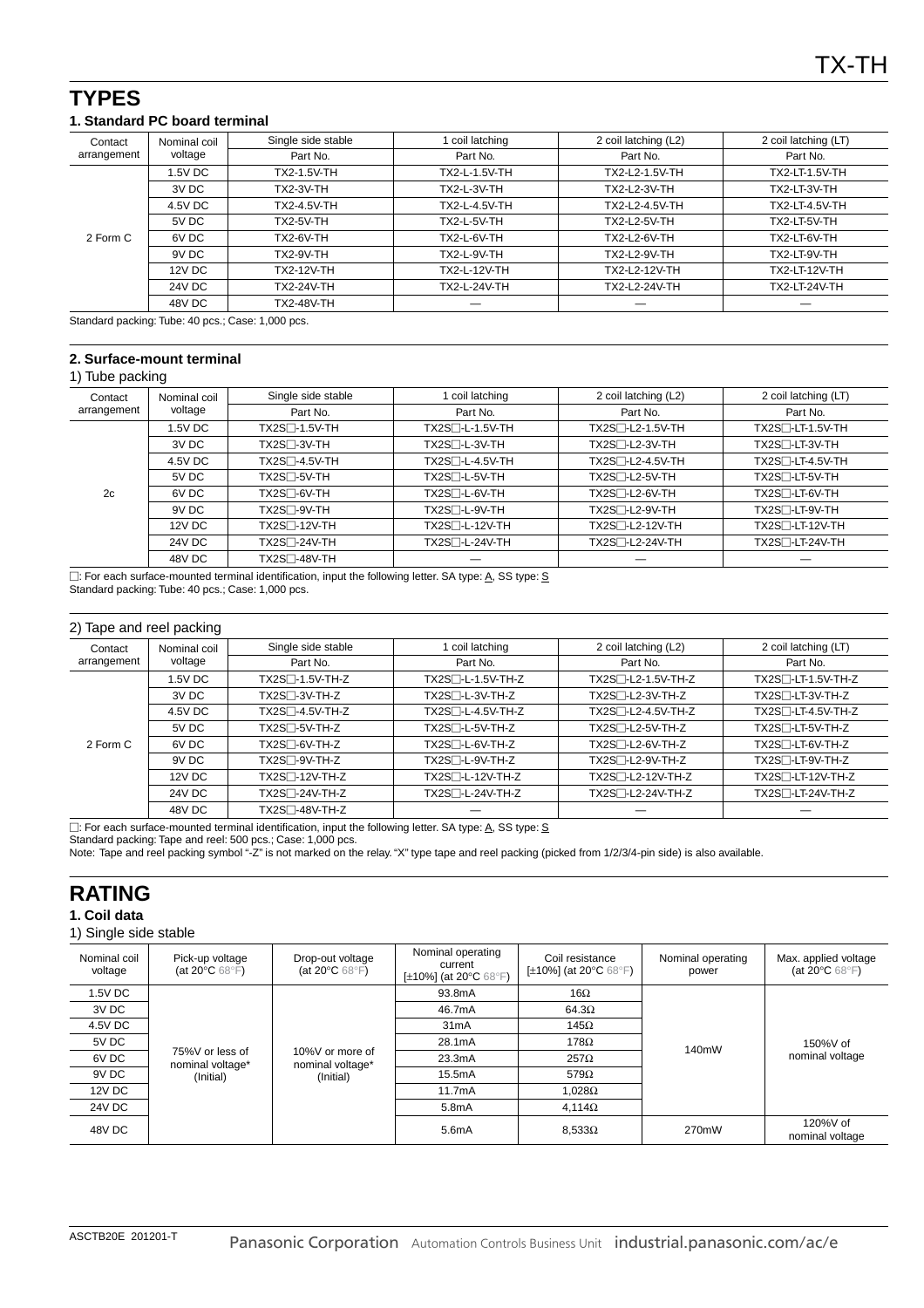# TYPES

### 1. Standard PC board terminal

| Contact arrangement | Nominal coil voltage | Single side stable | 1 coil latching | 2 coil latching (L2) | 2 coil latching (LT) |
|---|---|---|---|---|---|
| | | Part No. | Part No. | Part No. | Part No. |
| 2 Form C | 1.5V DC | TX2-1.5V-TH | TX2-L-1.5V-TH | TX2-L2-1.5V-TH | TX2-LT-1.5V-TH |
| | 3V DC | TX2-3V-TH | TX2-L-3V-TH | TX2-L2-3V-TH | TX2-LT-3V-TH |
| | 4.5V DC | TX2-4.5V-TH | TX2-L-4.5V-TH | TX2-L2-4.5V-TH | TX2-LT-4.5V-TH |
| | 5V DC | TX2-5V-TH | TX2-L-5V-TH | TX2-L2-5V-TH | TX2-LT-5V-TH |
| | 6V DC | TX2-6V-TH | TX2-L-6V-TH | TX2-L2-6V-TH | TX2-LT-6V-TH |
| | 9V DC | TX2-9V-TH | TX2-L-9V-TH | TX2-L2-9V-TH | TX2-LT-9V-TH |
| | 12V DC | TX2-12V-TH | TX2-L-12V-TH | TX2-L2-12V-TH | TX2-LT-12V-TH |
| | 24V DC | TX2-24V-TH | TX2-L-24V-TH | TX2-L2-24V-TH | TX2-LT-24V-TH |
| | 48V DC | TX2-48V-TH | — | — | — |

Standard packing: Tube: 40 pcs.; Case: 1,000 pcs.

### 2. Surface-mount terminal

1) Tube packing

| Contact arrangement | Nominal coil voltage | Single side stable | 1 coil latching | 2 coil latching (L2) | 2 coil latching (LT) |
|---|---|---|---|---|---|
| | | Part No. | Part No. | Part No. | Part No. |
| 2c | 1.5V DC | TX2S□-1.5V-TH | TX2S□-L-1.5V-TH | TX2S□-L2-1.5V-TH | TX2S□-LT-1.5V-TH |
| | 3V DC | TX2S□-3V-TH | TX2S□-L-3V-TH | TX2S□-L2-3V-TH | TX2S□-LT-3V-TH |
| | 4.5V DC | TX2S□-4.5V-TH | TX2S□-L-4.5V-TH | TX2S□-L2-4.5V-TH | TX2S□-LT-4.5V-TH |
| | 5V DC | TX2S□-5V-TH | TX2S□-L-5V-TH | TX2S□-L2-5V-TH | TX2S□-LT-5V-TH |
| | 6V DC | TX2S□-6V-TH | TX2S□-L-6V-TH | TX2S□-L2-6V-TH | TX2S□-LT-6V-TH |
| | 9V DC | TX2S□-9V-TH | TX2S□-L-9V-TH | TX2S□-L2-9V-TH | TX2S□-LT-9V-TH |
| | 12V DC | TX2S□-12V-TH | TX2S□-L-12V-TH | TX2S□-L2-12V-TH | TX2S□-LT-12V-TH |
| | 24V DC | TX2S□-24V-TH | TX2S□-L-24V-TH | TX2S□-L2-24V-TH | TX2S□-LT-24V-TH |
| | 48V DC | TX2S□-48V-TH | — | — | — |

□: For each surface-mounted terminal identification, input the following letter. SA type: A, SS type: S
Standard packing: Tube: 40 pcs.; Case: 1,000 pcs.

2) Tape and reel packing

| Contact arrangement | Nominal coil voltage | Single side stable | 1 coil latching | 2 coil latching (L2) | 2 coil latching (LT) |
|---|---|---|---|---|---|
| | | Part No. | Part No. | Part No. | Part No. |
| 2 Form C | 1.5V DC | TX2S□-1.5V-TH-Z | TX2S□-L-1.5V-TH-Z | TX2S□-L2-1.5V-TH-Z | TX2S□-LT-1.5V-TH-Z |
| | 3V DC | TX2S□-3V-TH-Z | TX2S□-L-3V-TH-Z | TX2S□-L2-3V-TH-Z | TX2S□-LT-3V-TH-Z |
| | 4.5V DC | TX2S□-4.5V-TH-Z | TX2S□-L-4.5V-TH-Z | TX2S□-L2-4.5V-TH-Z | TX2S□-LT-4.5V-TH-Z |
| | 5V DC | TX2S□-5V-TH-Z | TX2S□-L-5V-TH-Z | TX2S□-L2-5V-TH-Z | TX2S□-LT-5V-TH-Z |
| | 6V DC | TX2S□-6V-TH-Z | TX2S□-L-6V-TH-Z | TX2S□-L2-6V-TH-Z | TX2S□-LT-6V-TH-Z |
| | 9V DC | TX2S□-9V-TH-Z | TX2S□-L-9V-TH-Z | TX2S□-L2-9V-TH-Z | TX2S□-LT-9V-TH-Z |
| | 12V DC | TX2S□-12V-TH-Z | TX2S□-L-12V-TH-Z | TX2S□-L2-12V-TH-Z | TX2S□-LT-12V-TH-Z |
| | 24V DC | TX2S□-24V-TH-Z | TX2S□-L-24V-TH-Z | TX2S□-L2-24V-TH-Z | TX2S□-LT-24V-TH-Z |
| | 48V DC | TX2S□-48V-TH-Z | — | — | — |

□: For each surface-mounted terminal identification, input the following letter. SA type: A, SS type: S
Standard packing: Tape and reel: 500 pcs.; Case: 1,000 pcs.
Note: Tape and reel packing symbol "-Z" is not marked on the relay. "X" type tape and reel packing (picked from 1/2/3/4-pin side) is also available.

# RATING

### 1. Coil data

1) Single side stable

| Nominal coil voltage | Pick-up voltage (at 20°C 68°F) | Drop-out voltage (at 20°C 68°F) | Nominal operating current [±10%] (at 20°C 68°F) | Coil resistance [±10%] (at 20°C 68°F) | Nominal operating power | Max. applied voltage (at 20°C 68°F) |
|---|---|---|---|---|---|---|
| 1.5V DC | 75%V or less of nominal voltage* (Initial) | 10%V or more of nominal voltage* (Initial) | 93.8mA | 16Ω | 140mW | 150%V of nominal voltage |
| 3V DC | | | 46.7mA | 64.3Ω | | |
| 4.5V DC | | | 31mA | 145Ω | | |
| 5V DC | | | 28.1mA | 178Ω | | |
| 6V DC | | | 23.3mA | 257Ω | | |
| 9V DC | | | 15.5mA | 579Ω | | |
| 12V DC | | | 11.7mA | 1,028Ω | | |
| 24V DC | | | 5.8mA | 4,114Ω | | |
| 48V DC | | | 5.6mA | 8,533Ω | 270mW | 120%V of nominal voltage |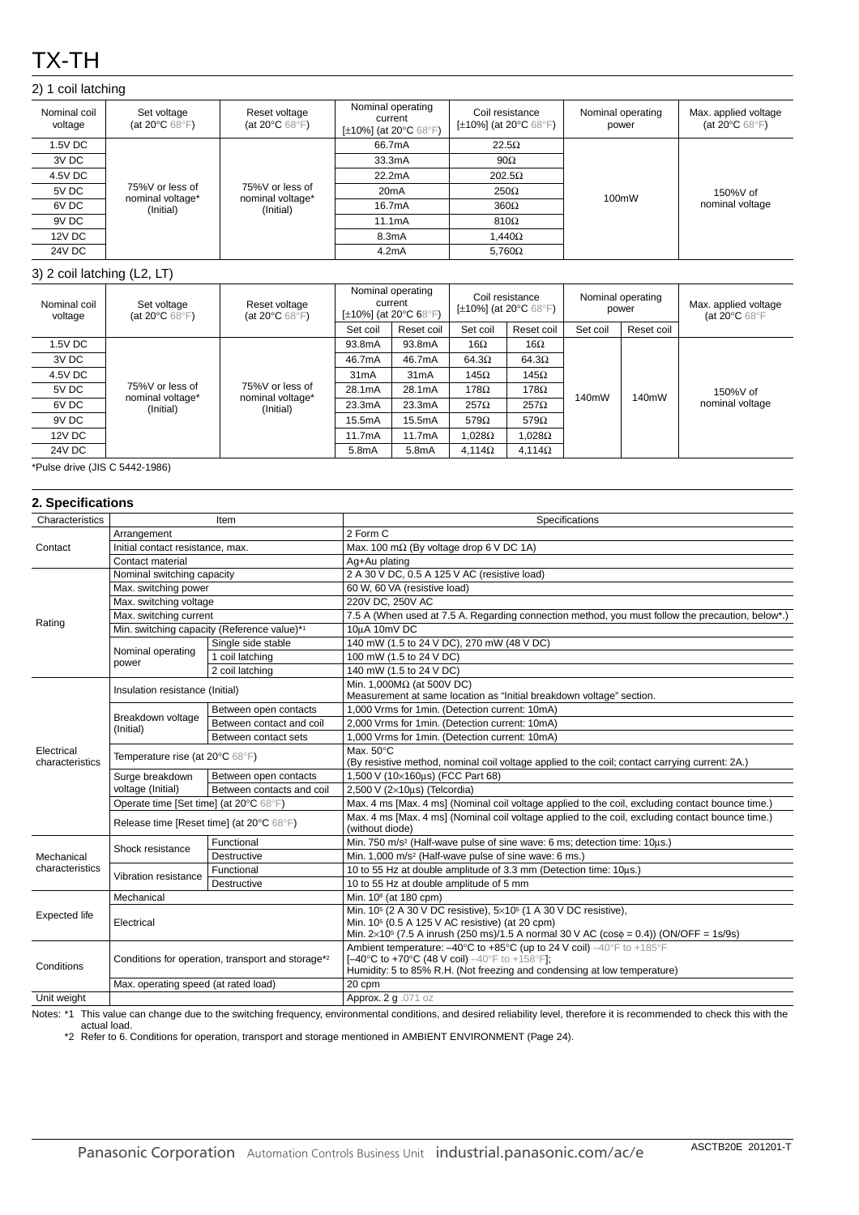# TX-TH

### 2) 1 coil latching

| Nominal coil voltage | Set voltage (at 20°C 68°F) | Reset voltage (at 20°C 68°F) | Nominal operating current [±10%] (at 20°C 68°F) | Coil resistance [±10%] (at 20°C 68°F) | Nominal operating power | Max. applied voltage (at 20°C 68°F) |
|---|---|---|---|---|---|---|
| 1.5V DC | 75%V or less of nominal voltage* (Initial) | 75%V or less of nominal voltage* (Initial) | 66.7mA | 22.5Ω | 100mW | 150%V of nominal voltage |
| 3V DC | | | 33.3mA | 90Ω | | |
| 4.5V DC | | | 22.2mA | 202.5Ω | | |
| 5V DC | | | 20mA | 250Ω | | |
| 6V DC | | | 16.7mA | 360Ω | | |
| 9V DC | | | 11.1mA | 810Ω | | |
| 12V DC | | | 8.3mA | 1,440Ω | | |
| 24V DC | | | 4.2mA | 5,760Ω | | |

### 3) 2 coil latching (L2, LT)

| Nominal coil voltage | Set voltage (at 20°C 68°F) | Reset voltage (at 20°C 68°F) | Nominal operating current [±10%] (at 20°C 68°F) | | Coil resistance [±10%] (at 20°C 68°F) | | Nominal operating power | | Max. applied voltage (at 20°C 68°F) |
|---|---|---|---|---|---|---|---|---|---|
| | | | Set coil | Reset coil | Set coil | Reset coil | Set coil | Reset coil | |
| 1.5V DC | 75%V or less of nominal voltage* (Initial) | 75%V or less of nominal voltage* (Initial) | 93.8mA | 93.8mA | 16Ω | 16Ω | 140mW | 140mW | 150%V of nominal voltage |
| 3V DC | | | 46.7mA | 46.7mA | 64.3Ω | 64.3Ω | | | |
| 4.5V DC | | | 31mA | 31mA | 145Ω | 145Ω | | | |
| 5V DC | | | 28.1mA | 28.1mA | 178Ω | 178Ω | | | |
| 6V DC | | | 23.3mA | 23.3mA | 257Ω | 257Ω | | | |
| 9V DC | | | 15.5mA | 15.5mA | 579Ω | 579Ω | | | |
| 12V DC | | | 11.7mA | 11.7mA | 1,028Ω | 1,028Ω | | | |
| 24V DC | | | 5.8mA | 5.8mA | 4,114Ω | 4,114Ω | | | |

*Pulse drive (JIS C 5442-1986)

## 2. Specifications

| Characteristics | Item | | Specifications |
|---|---|---|---|
| Contact | Arrangement | | 2 Form C |
| | Initial contact resistance, max. | | Max. 100 mΩ (By voltage drop 6 V DC 1A) |
| | Contact material | | Ag+Au plating |
| Rating | Nominal switching capacity | | 2 A 30 V DC, 0.5 A 125 V AC (resistive load) |
| | Max. switching power | | 60 W, 60 VA (resistive load) |
| | Max. switching voltage | | 220V DC, 250V AC |
| | Max. switching current | | 7.5 A (When used at 7.5 A. Regarding connection method, you must follow the precaution, below*.) |
| | Min. switching capacity (Reference value)*1 | | 10μA 10mV DC |
| | Nominal operating power | Single side stable | 140 mW (1.5 to 24 V DC), 270 mW (48 V DC) |
| | | 1 coil latching | 100 mW (1.5 to 24 V DC) |
| | | 2 coil latching | 140 mW (1.5 to 24 V DC) |
| Electrical characteristics | Insulation resistance (Initial) | | Min. 1,000MΩ (at 500V DC) Measurement at same location as "Initial breakdown voltage" section. |
| | Breakdown voltage (Initial) | Between open contacts | 1,000 Vrms for 1min. (Detection current: 10mA) |
| | | Between contact and coil | 2,000 Vrms for 1min. (Detection current: 10mA) |
| | | Between contact sets | 1,000 Vrms for 1min. (Detection current: 10mA) |
| | Temperature rise (at 20°C 68°F) | | Max. 50°C (By resistive method, nominal coil voltage applied to the coil; contact carrying current: 2A.) |
| | Surge breakdown voltage (Initial) | Between open contacts | 1,500 V (10×160μs) (FCC Part 68) |
| | | Between contacts and coil | 2,500 V (2×10μs) (Telcordia) |
| | Operate time [Set time] (at 20°C 68°F) | | Max. 4 ms [Max. 4 ms] (Nominal coil voltage applied to the coil, excluding contact bounce time.) |
| | Release time [Reset time] (at 20°C 68°F) | | Max. 4 ms [Max. 4 ms] (Nominal coil voltage applied to the coil, excluding contact bounce time.) (without diode) |
| Mechanical characteristics | Shock resistance | Functional | Min. 750 m/s² (Half-wave pulse of sine wave: 6 ms; detection time: 10μs.) |
| | | Destructive | Min. 1,000 m/s² (Half-wave pulse of sine wave: 6 ms.) |
| | Vibration resistance | Functional | 10 to 55 Hz at double amplitude of 3.3 mm (Detection time: 10μs.) |
| | | Destructive | 10 to 55 Hz at double amplitude of 5 mm |
| Expected life | Mechanical | | Min. $10^8$ (at 180 cpm) |
| | Electrical | | Min. $10^5$ (2 A 30 V DC resistive), $5{\times}10^5$ (1 A 30 V DC resistive), Min. $10^5$ (0.5 A 125 V AC resistive) (at 20 cpm) Min. $2{\times}10^5$ (7.5 A inrush (250 ms)/1.5 A normal 30 V AC (cosϕ = 0.4)) (ON/OFF = 1s/9s) |
| Conditions | Conditions for operation, transport and storage*2 | | Ambient temperature: –40°C to +85°C (up to 24 V coil) –40°F to +185°F [–40°C to +70°C (48 V coil) –40°F to +158°F]; Humidity: 5 to 85% R.H. (Not freezing and condensing at low temperature) |
| | Max. operating speed (at rated load) | | 20 cpm |
| Unit weight | | | Approx. 2 g .071 oz |

Notes: *1 This value can change due to the switching frequency, environmental conditions, and desired reliability level, therefore it is recommended to check this with the actual load.

*2 Refer to 6. Conditions for operation, transport and storage mentioned in AMBIENT ENVIRONMENT (Page 24).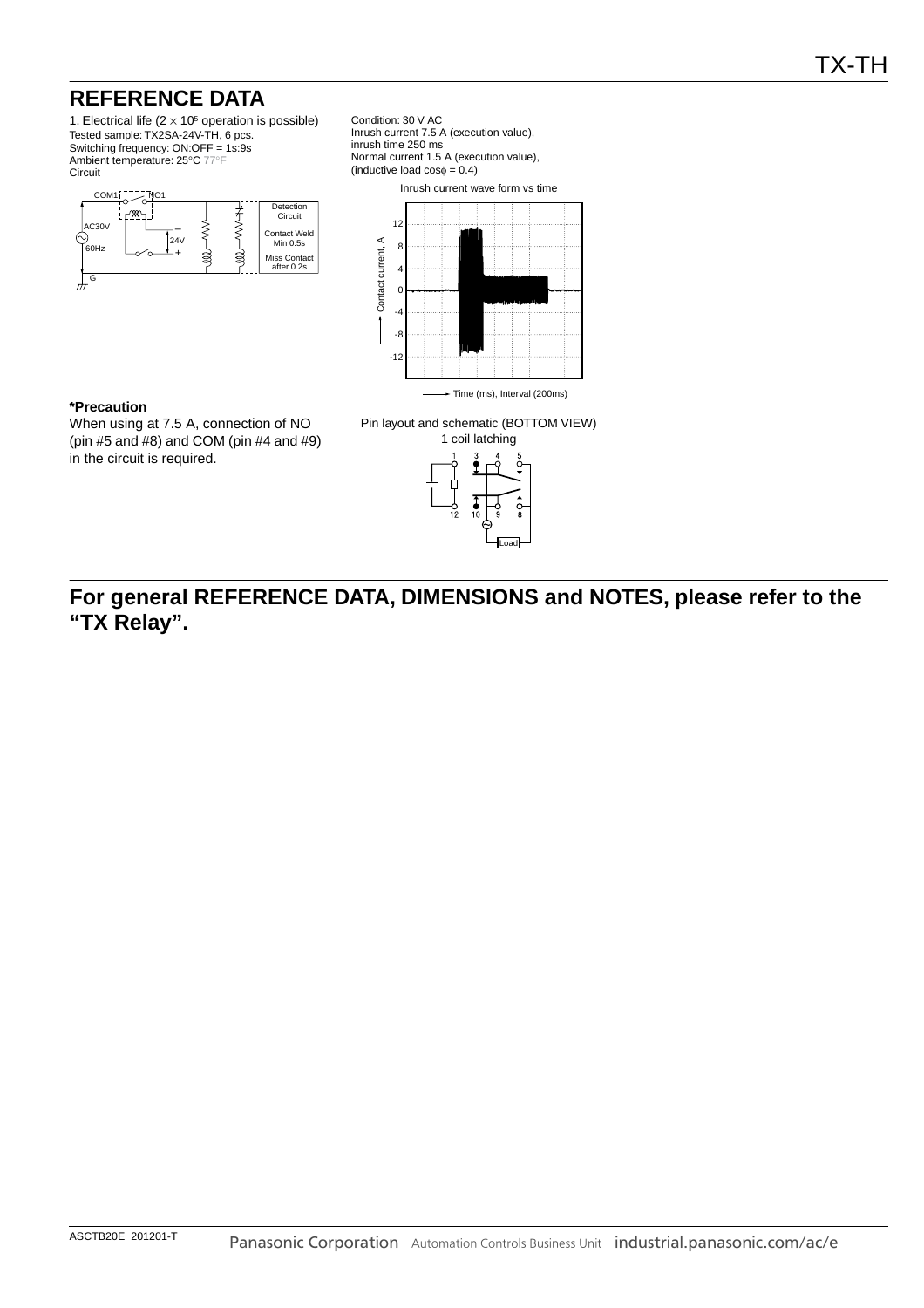## REFERENCE DATA

1. Electrical life ($2 \times 10^5$ operation is possible)
Tested sample: TX2SA-24V-TH, 6 pcs.
Switching frequency: ON:OFF = 1s:9s
Ambient temperature: 25°C 77°F
Circuit

COM1
NO1
AC30V
60Hz
24V
G
Detection Circuit
Contact Weld Min 0.5s
Miss Contact after 0.2s

Condition: 30 V AC
Inrush current 7.5 A (execution value),
inrush time 250 ms
Normal current 1.5 A (execution value),
(inductive load cosϕ = 0.4)

Inrush current wave form vs time

Contact current, A
12
8
4
0
-4
-8
-12
Time (ms), Interval (200ms)

**\*Precaution**
When using at 7.5 A, connection of NO (pin #5 and #8) and COM (pin #4 and #9) in the circuit is required.

Pin layout and schematic (BOTTOM VIEW)
1 coil latching

1 3 4 5
12 10 9 8
Load

## For general REFERENCE DATA, DIMENSIONS and NOTES, please refer to the “TX Relay”.